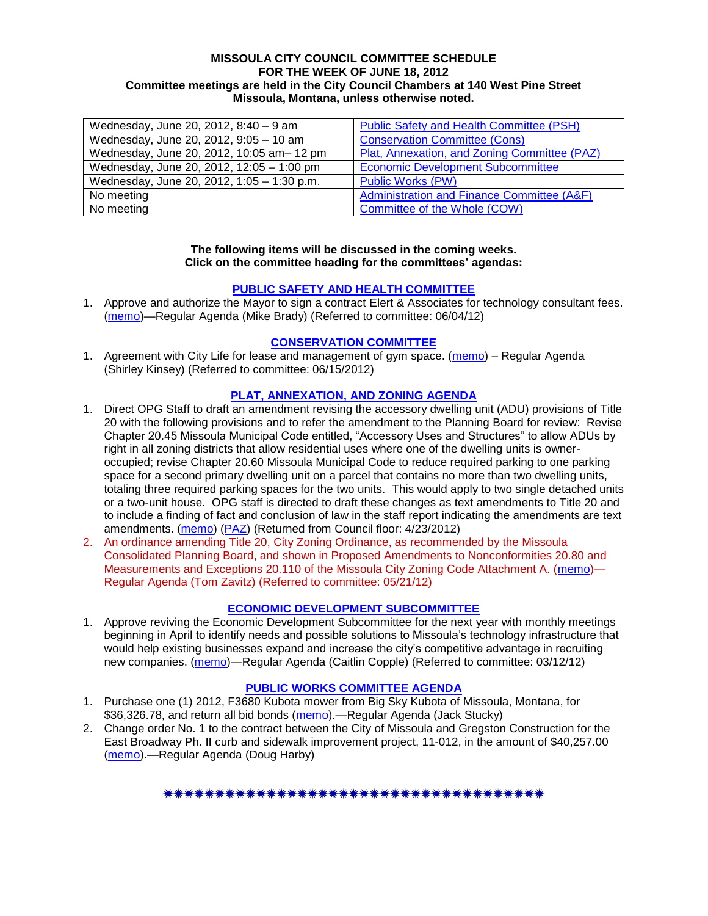**MISSOULA CITY COUNCIL COMMITTEE SCHEDULE**
**FOR THE WEEK OF JUNE 18, 2012**
**Committee meetings are held in the City Council Chambers at 140 West Pine Street Missoula, Montana, unless otherwise noted.**

| | |
|---|---|
| Wednesday, June 20, 2012, 8:40 – 9 am | Public Safety and Health Committee (PSH) |
| Wednesday, June 20, 2012, 9:05 – 10 am | Conservation Committee (Cons) |
| Wednesday, June 20, 2012, 10:05 am– 12 pm | Plat, Annexation, and Zoning Committee (PAZ) |
| Wednesday, June 20, 2012, 12:05 – 1:00 pm | Economic Development Subcommittee |
| Wednesday, June 20, 2012, 1:05 – 1:30 p.m. | Public Works (PW) |
| No meeting | Administration and Finance Committee (A&F) |
| No meeting | Committee of the Whole (COW) |

**The following items will be discussed in the coming weeks.**
**Click on the committee heading for the committees' agendas:**

## PUBLIC SAFETY AND HEALTH COMMITTEE

1. Approve and authorize the Mayor to sign a contract Elert & Associates for technology consultant fees. (memo)—Regular Agenda (Mike Brady) (Referred to committee: 06/04/12)

## CONSERVATION COMMITTEE

1. Agreement with City Life for lease and management of gym space. (memo) – Regular Agenda (Shirley Kinsey) (Referred to committee: 06/15/2012)

## PLAT, ANNEXATION, AND ZONING AGENDA

1. Direct OPG Staff to draft an amendment revising the accessory dwelling unit (ADU) provisions of Title 20 with the following provisions and to refer the amendment to the Planning Board for review: Revise Chapter 20.45 Missoula Municipal Code entitled, "Accessory Uses and Structures" to allow ADUs by right in all zoning districts that allow residential uses where one of the dwelling units is owner-occupied; revise Chapter 20.60 Missoula Municipal Code to reduce required parking to one parking space for a second primary dwelling unit on a parcel that contains no more than two dwelling units, totaling three required parking spaces for the two units. This would apply to two single detached units or a two-unit house. OPG staff is directed to draft these changes as text amendments to Title 20 and to include a finding of fact and conclusion of law in the staff report indicating the amendments are text amendments. (memo) (PAZ) (Returned from Council floor: 4/23/2012)
2. An ordinance amending Title 20, City Zoning Ordinance, as recommended by the Missoula Consolidated Planning Board, and shown in Proposed Amendments to Nonconformities 20.80 and Measurements and Exceptions 20.110 of the Missoula City Zoning Code Attachment A. (memo)—Regular Agenda (Tom Zavitz) (Referred to committee: 05/21/12)

## ECONOMIC DEVELOPMENT SUBCOMMITTEE

1. Approve reviving the Economic Development Subcommittee for the next year with monthly meetings beginning in April to identify needs and possible solutions to Missoula's technology infrastructure that would help existing businesses expand and increase the city's competitive advantage in recruiting new companies. (memo)—Regular Agenda (Caitlin Copple) (Referred to committee: 03/12/12)

## PUBLIC WORKS COMMITTEE AGENDA

1. Purchase one (1) 2012, F3680 Kubota mower from Big Sky Kubota of Missoula, Montana, for $36,326.78, and return all bid bonds (memo).—Regular Agenda (Jack Stucky)
2. Change order No. 1 to the contract between the City of Missoula and Gregston Construction for the East Broadway Ph. II curb and sidewalk improvement project, 11-012, in the amount of $40,257.00 (memo).—Regular Agenda (Doug Harby)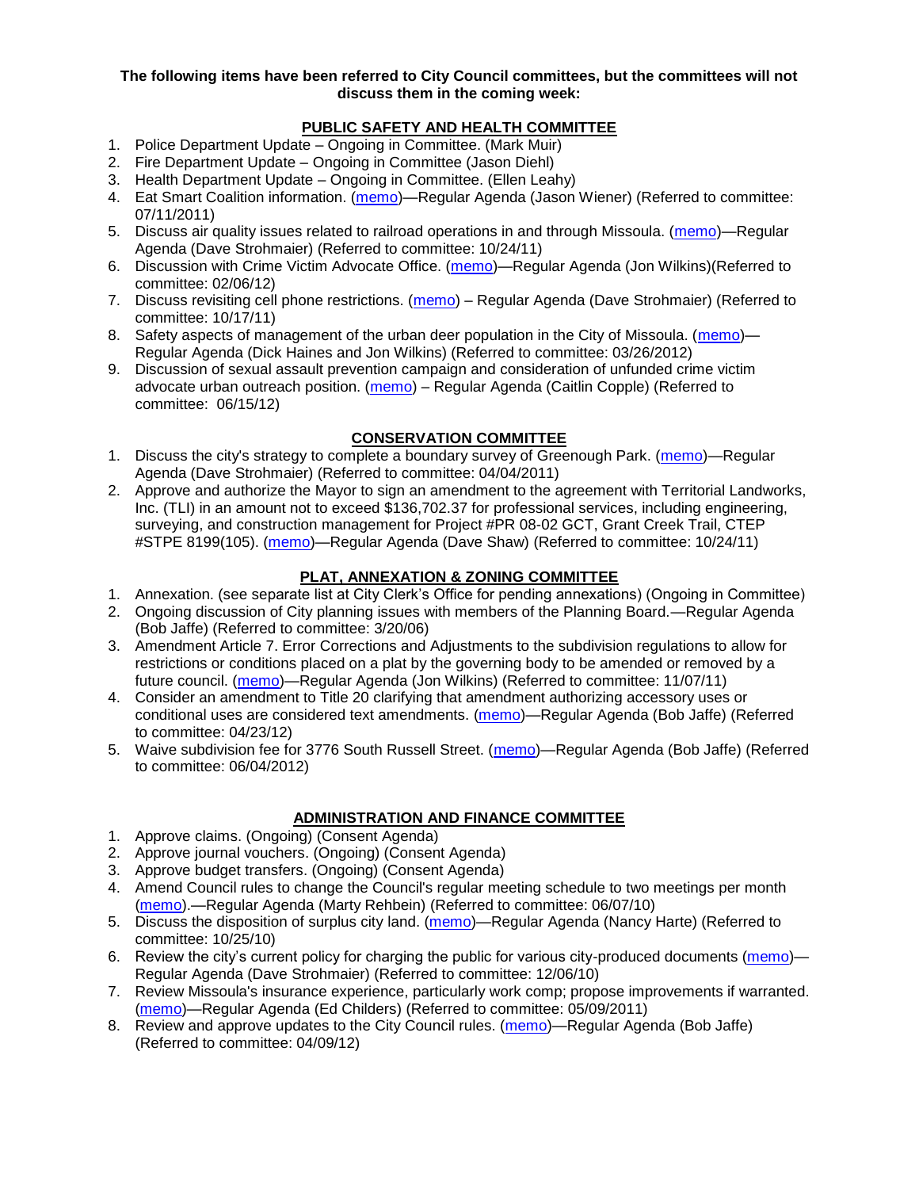**The following items have been referred to City Council committees, but the committees will not discuss them in the coming week:**

## PUBLIC SAFETY AND HEALTH COMMITTEE

1. Police Department Update – Ongoing in Committee. (Mark Muir)
2. Fire Department Update – Ongoing in Committee (Jason Diehl)
3. Health Department Update – Ongoing in Committee. (Ellen Leahy)
4. Eat Smart Coalition information. (memo)—Regular Agenda (Jason Wiener) (Referred to committee: 07/11/2011)
5. Discuss air quality issues related to railroad operations in and through Missoula. (memo)—Regular Agenda (Dave Strohmaier) (Referred to committee: 10/24/11)
6. Discussion with Crime Victim Advocate Office. (memo)—Regular Agenda (Jon Wilkins)(Referred to committee: 02/06/12)
7. Discuss revisiting cell phone restrictions. (memo) – Regular Agenda (Dave Strohmaier) (Referred to committee: 10/17/11)
8. Safety aspects of management of the urban deer population in the City of Missoula. (memo)—Regular Agenda (Dick Haines and Jon Wilkins) (Referred to committee: 03/26/2012)
9. Discussion of sexual assault prevention campaign and consideration of unfunded crime victim advocate urban outreach position. (memo) – Regular Agenda (Caitlin Copple) (Referred to committee: 06/15/12)

## CONSERVATION COMMITTEE

1. Discuss the city's strategy to complete a boundary survey of Greenough Park. (memo)—Regular Agenda (Dave Strohmaier) (Referred to committee: 04/04/2011)
2. Approve and authorize the Mayor to sign an amendment to the agreement with Territorial Landworks, Inc. (TLI) in an amount not to exceed $136,702.37 for professional services, including engineering, surveying, and construction management for Project #PR 08-02 GCT, Grant Creek Trail, CTEP #STPE 8199(105). (memo)—Regular Agenda (Dave Shaw) (Referred to committee: 10/24/11)

## PLAT, ANNEXATION & ZONING COMMITTEE

1. Annexation. (see separate list at City Clerk's Office for pending annexations) (Ongoing in Committee)
2. Ongoing discussion of City planning issues with members of the Planning Board.—Regular Agenda (Bob Jaffe) (Referred to committee: 3/20/06)
3. Amendment Article 7. Error Corrections and Adjustments to the subdivision regulations to allow for restrictions or conditions placed on a plat by the governing body to be amended or removed by a future council. (memo)—Regular Agenda (Jon Wilkins) (Referred to committee: 11/07/11)
4. Consider an amendment to Title 20 clarifying that amendment authorizing accessory uses or conditional uses are considered text amendments. (memo)—Regular Agenda (Bob Jaffe) (Referred to committee: 04/23/12)
5. Waive subdivision fee for 3776 South Russell Street. (memo)—Regular Agenda (Bob Jaffe) (Referred to committee: 06/04/2012)

## ADMINISTRATION AND FINANCE COMMITTEE

1. Approve claims. (Ongoing) (Consent Agenda)
2. Approve journal vouchers. (Ongoing) (Consent Agenda)
3. Approve budget transfers. (Ongoing) (Consent Agenda)
4. Amend Council rules to change the Council's regular meeting schedule to two meetings per month (memo).—Regular Agenda (Marty Rehbein) (Referred to committee: 06/07/10)
5. Discuss the disposition of surplus city land. (memo)—Regular Agenda (Nancy Harte) (Referred to committee: 10/25/10)
6. Review the city's current policy for charging the public for various city-produced documents (memo)—Regular Agenda (Dave Strohmaier) (Referred to committee: 12/06/10)
7. Review Missoula's insurance experience, particularly work comp; propose improvements if warranted. (memo)—Regular Agenda (Ed Childers) (Referred to committee: 05/09/2011)
8. Review and approve updates to the City Council rules. (memo)—Regular Agenda (Bob Jaffe) (Referred to committee: 04/09/12)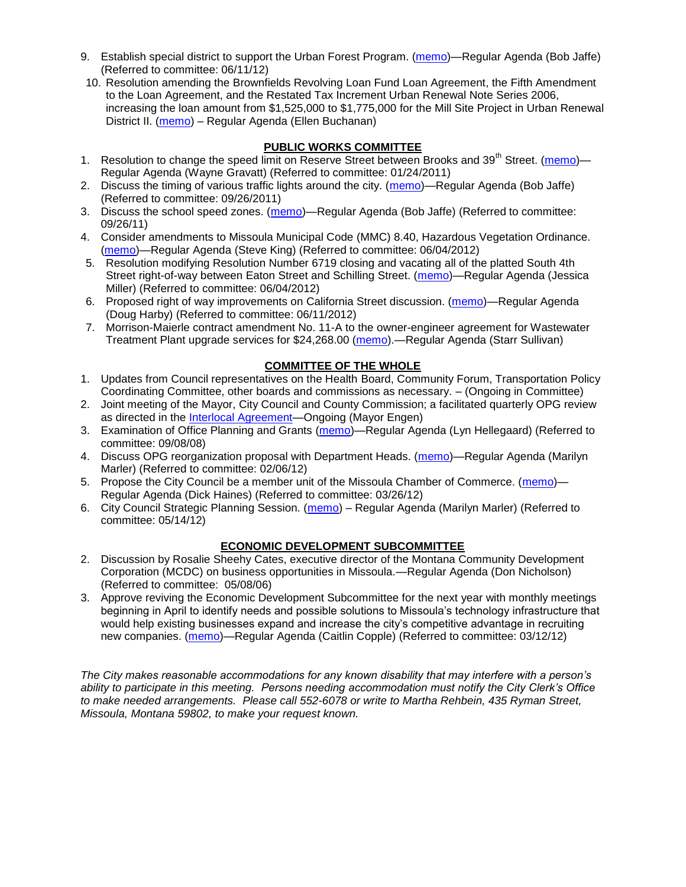9. Establish special district to support the Urban Forest Program. (memo)—Regular Agenda (Bob Jaffe) (Referred to committee: 06/11/12)
10. Resolution amending the Brownfields Revolving Loan Fund Loan Agreement, the Fifth Amendment to the Loan Agreement, and the Restated Tax Increment Urban Renewal Note Series 2006, increasing the loan amount from $1,525,000 to $1,775,000 for the Mill Site Project in Urban Renewal District II. (memo) – Regular Agenda (Ellen Buchanan)

## PUBLIC WORKS COMMITTEE

1. Resolution to change the speed limit on Reserve Street between Brooks and 39th Street. (memo)—Regular Agenda (Wayne Gravatt) (Referred to committee: 01/24/2011)
2. Discuss the timing of various traffic lights around the city. (memo)—Regular Agenda (Bob Jaffe) (Referred to committee: 09/26/2011)
3. Discuss the school speed zones. (memo)—Regular Agenda (Bob Jaffe) (Referred to committee: 09/26/11)
4. Consider amendments to Missoula Municipal Code (MMC) 8.40, Hazardous Vegetation Ordinance. (memo)—Regular Agenda (Steve King) (Referred to committee: 06/04/2012)
5. Resolution modifying Resolution Number 6719 closing and vacating all of the platted South 4th Street right-of-way between Eaton Street and Schilling Street. (memo)—Regular Agenda (Jessica Miller) (Referred to committee: 06/04/2012)
6. Proposed right of way improvements on California Street discussion. (memo)—Regular Agenda (Doug Harby) (Referred to committee: 06/11/2012)
7. Morrison-Maierle contract amendment No. 11-A to the owner-engineer agreement for Wastewater Treatment Plant upgrade services for $24,268.00 (memo).—Regular Agenda (Starr Sullivan)

## COMMITTEE OF THE WHOLE

1. Updates from Council representatives on the Health Board, Community Forum, Transportation Policy Coordinating Committee, other boards and commissions as necessary. – (Ongoing in Committee)
2. Joint meeting of the Mayor, City Council and County Commission; a facilitated quarterly OPG review as directed in the Interlocal Agreement—Ongoing (Mayor Engen)
3. Examination of Office Planning and Grants (memo)—Regular Agenda (Lyn Hellegaard) (Referred to committee: 09/08/08)
4. Discuss OPG reorganization proposal with Department Heads. (memo)—Regular Agenda (Marilyn Marler) (Referred to committee: 02/06/12)
5. Propose the City Council be a member unit of the Missoula Chamber of Commerce. (memo)—Regular Agenda (Dick Haines) (Referred to committee: 03/26/12)
6. City Council Strategic Planning Session. (memo) – Regular Agenda (Marilyn Marler) (Referred to committee: 05/14/12)

## ECONOMIC DEVELOPMENT SUBCOMMITTEE

2. Discussion by Rosalie Sheehy Cates, executive director of the Montana Community Development Corporation (MCDC) on business opportunities in Missoula.—Regular Agenda (Don Nicholson) (Referred to committee: 05/08/06)
3. Approve reviving the Economic Development Subcommittee for the next year with monthly meetings beginning in April to identify needs and possible solutions to Missoula's technology infrastructure that would help existing businesses expand and increase the city's competitive advantage in recruiting new companies. (memo)—Regular Agenda (Caitlin Copple) (Referred to committee: 03/12/12)

*The City makes reasonable accommodations for any known disability that may interfere with a person's ability to participate in this meeting. Persons needing accommodation must notify the City Clerk's Office to make needed arrangements. Please call 552-6078 or write to Martha Rehbein, 435 Ryman Street, Missoula, Montana 59802, to make your request known.*